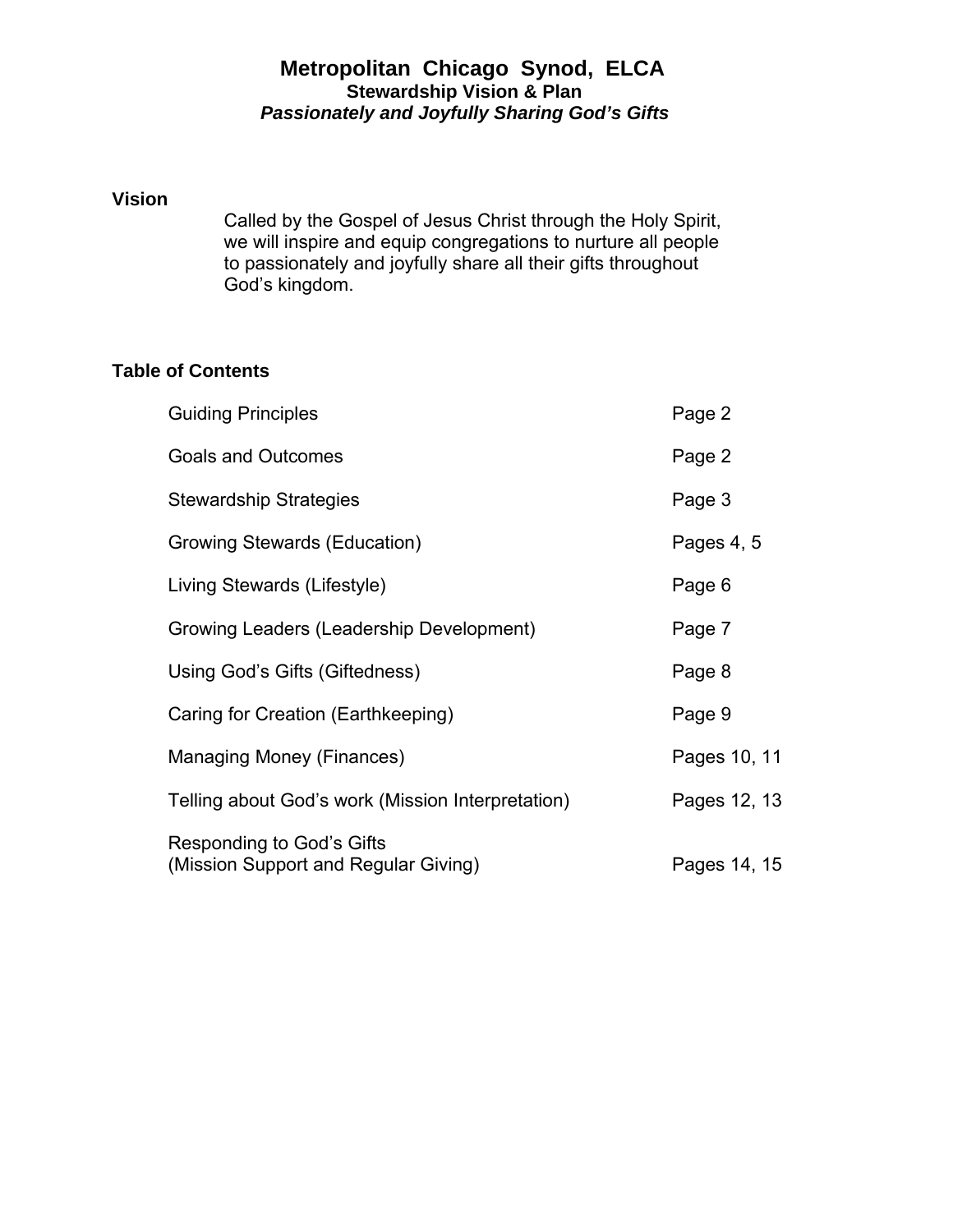# Metropolitan Chicago Synod, ELCA

## Stewardship Vision & Plan

***Passionately and Joyfully Sharing God's Gifts***

### Vision

Called by the Gospel of Jesus Christ through the Holy Spirit, we will inspire and equip congregations to nurture all people to passionately and joyfully share all their gifts throughout God's kingdom.

### Table of Contents

| | |
|---|---|
| Guiding Principles | Page 2 |
| Goals and Outcomes | Page 2 |
| Stewardship Strategies | Page 3 |
| Growing Stewards (Education) | Pages 4, 5 |
| Living Stewards (Lifestyle) | Page 6 |
| Growing Leaders (Leadership Development) | Page 7 |
| Using God's Gifts (Giftedness) | Page 8 |
| Caring for Creation (Earthkeeping) | Page 9 |
| Managing Money (Finances) | Pages 10, 11 |
| Telling about God's work (Mission Interpretation) | Pages 12, 13 |
| Responding to God's Gifts (Mission Support and Regular Giving) | Pages 14, 15 |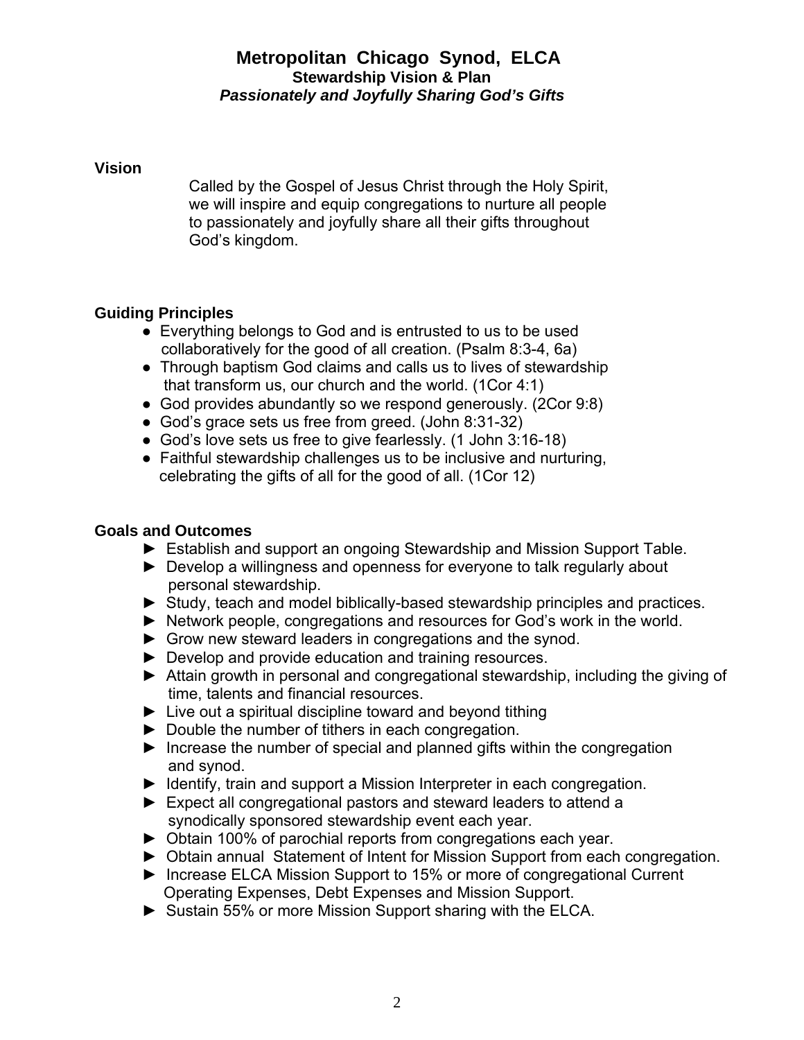# Metropolitan Chicago Synod, ELCA

### Stewardship Vision & Plan

***Passionately and Joyfully Sharing God's Gifts***

## Vision

Called by the Gospel of Jesus Christ through the Holy Spirit, we will inspire and equip congregations to nurture all people to passionately and joyfully share all their gifts throughout God's kingdom.

## Guiding Principles

- Everything belongs to God and is entrusted to us to be used collaboratively for the good of all creation. (Psalm 8:3-4, 6a)
- Through baptism God claims and calls us to lives of stewardship that transform us, our church and the world. (1Cor 4:1)
- God provides abundantly so we respond generously. (2Cor 9:8)
- God's grace sets us free from greed. (John 8:31-32)
- God's love sets us free to give fearlessly. (1 John 3:16-18)
- Faithful stewardship challenges us to be inclusive and nurturing, celebrating the gifts of all for the good of all. (1Cor 12)

## Goals and Outcomes

- ► Establish and support an ongoing Stewardship and Mission Support Table.
- ► Develop a willingness and openness for everyone to talk regularly about personal stewardship.
- ► Study, teach and model biblically-based stewardship principles and practices.
- ► Network people, congregations and resources for God's work in the world.
- ► Grow new steward leaders in congregations and the synod.
- ► Develop and provide education and training resources.
- ► Attain growth in personal and congregational stewardship, including the giving of time, talents and financial resources.
- ► Live out a spiritual discipline toward and beyond tithing
- ► Double the number of tithers in each congregation.
- ► Increase the number of special and planned gifts within the congregation and synod.
- ► Identify, train and support a Mission Interpreter in each congregation.
- ► Expect all congregational pastors and steward leaders to attend a synodically sponsored stewardship event each year.
- ► Obtain 100% of parochial reports from congregations each year.
- ► Obtain annual Statement of Intent for Mission Support from each congregation.
- ► Increase ELCA Mission Support to 15% or more of congregational Current Operating Expenses, Debt Expenses and Mission Support.
- ► Sustain 55% or more Mission Support sharing with the ELCA.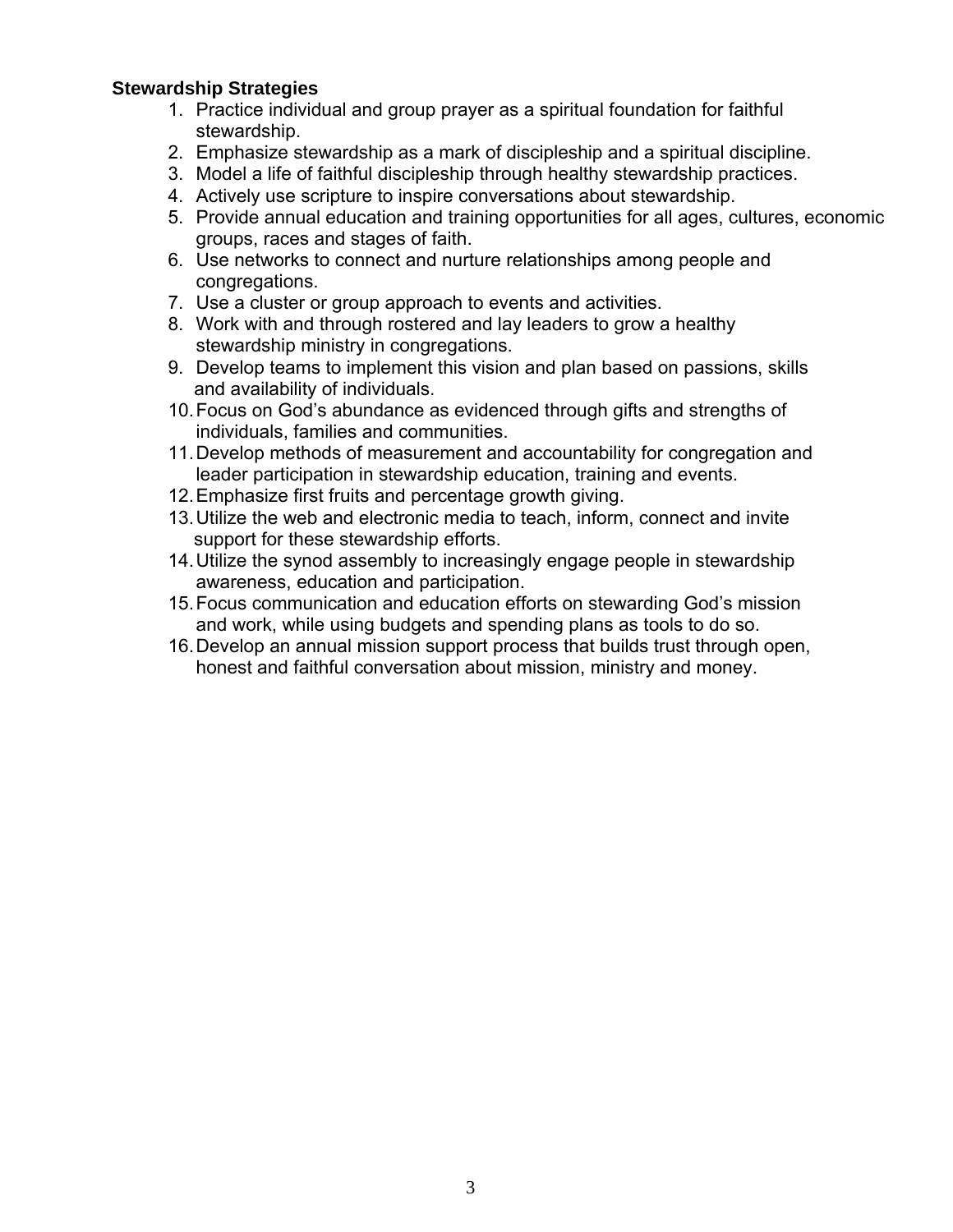**Stewardship Strategies**

1. Practice individual and group prayer as a spiritual foundation for faithful stewardship.
2. Emphasize stewardship as a mark of discipleship and a spiritual discipline.
3. Model a life of faithful discipleship through healthy stewardship practices.
4. Actively use scripture to inspire conversations about stewardship.
5. Provide annual education and training opportunities for all ages, cultures, economic groups, races and stages of faith.
6. Use networks to connect and nurture relationships among people and congregations.
7. Use a cluster or group approach to events and activities.
8. Work with and through rostered and lay leaders to grow a healthy stewardship ministry in congregations.
9. Develop teams to implement this vision and plan based on passions, skills and availability of individuals.
10. Focus on God's abundance as evidenced through gifts and strengths of individuals, families and communities.
11. Develop methods of measurement and accountability for congregation and leader participation in stewardship education, training and events.
12. Emphasize first fruits and percentage growth giving.
13. Utilize the web and electronic media to teach, inform, connect and invite support for these stewardship efforts.
14. Utilize the synod assembly to increasingly engage people in stewardship awareness, education and participation.
15. Focus communication and education efforts on stewarding God's mission and work, while using budgets and spending plans as tools to do so.
16. Develop an annual mission support process that builds trust through open, honest and faithful conversation about mission, ministry and money.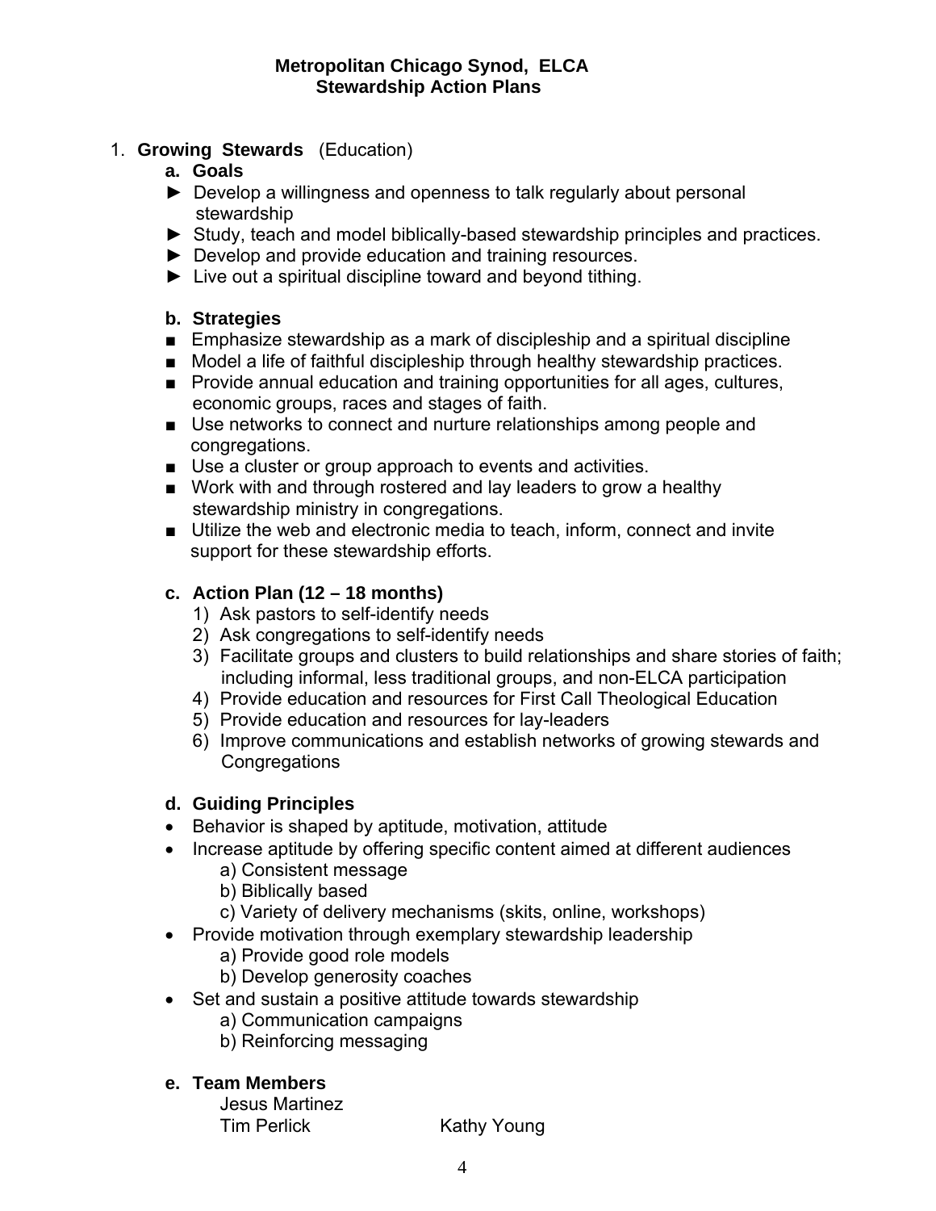**Metropolitan Chicago Synod, ELCA**
**Stewardship Action Plans**

1. **Growing Stewards** (Education)

   **a. Goals**

   - ► Develop a willingness and openness to talk regularly about personal stewardship
   - ► Study, teach and model biblically-based stewardship principles and practices.
   - ► Develop and provide education and training resources.
   - ► Live out a spiritual discipline toward and beyond tithing.

   **b. Strategies**

   - ■ Emphasize stewardship as a mark of discipleship and a spiritual discipline
   - ■ Model a life of faithful discipleship through healthy stewardship practices.
   - ■ Provide annual education and training opportunities for all ages, cultures, economic groups, races and stages of faith.
   - ■ Use networks to connect and nurture relationships among people and congregations.
   - ■ Use a cluster or group approach to events and activities.
   - ■ Work with and through rostered and lay leaders to grow a healthy stewardship ministry in congregations.
   - ■ Utilize the web and electronic media to teach, inform, connect and invite support for these stewardship efforts.

   **c. Action Plan (12 – 18 months)**

   1) Ask pastors to self-identify needs
   2) Ask congregations to self-identify needs
   3) Facilitate groups and clusters to build relationships and share stories of faith; including informal, less traditional groups, and non-ELCA participation
   4) Provide education and resources for First Call Theological Education
   5) Provide education and resources for lay-leaders
   6) Improve communications and establish networks of growing stewards and Congregations

   **d. Guiding Principles**

   - Behavior is shaped by aptitude, motivation, attitude
   - Increase aptitude by offering specific content aimed at different audiences
     - a) Consistent message
     - b) Biblically based
     - c) Variety of delivery mechanisms (skits, online, workshops)
   - Provide motivation through exemplary stewardship leadership
     - a) Provide good role models
     - b) Develop generosity coaches
   - Set and sustain a positive attitude towards stewardship
     - a) Communication campaigns
     - b) Reinforcing messaging

   **e. Team Members**

   Jesus Martinez
   Tim Perlick
   Kathy Young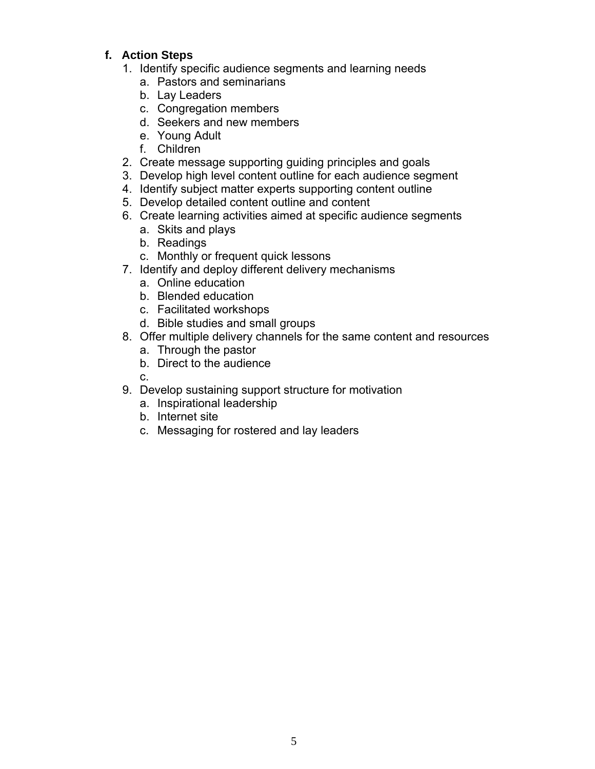**f. Action Steps**

1. Identify specific audience segments and learning needs
   a. Pastors and seminarians
   b. Lay Leaders
   c. Congregation members
   d. Seekers and new members
   e. Young Adult
   f. Children
2. Create message supporting guiding principles and goals
3. Develop high level content outline for each audience segment
4. Identify subject matter experts supporting content outline
5. Develop detailed content outline and content
6. Create learning activities aimed at specific audience segments
   a. Skits and plays
   b. Readings
   c. Monthly or frequent quick lessons
7. Identify and deploy different delivery mechanisms
   a. Online education
   b. Blended education
   c. Facilitated workshops
   d. Bible studies and small groups
8. Offer multiple delivery channels for the same content and resources
   a. Through the pastor
   b. Direct to the audience
   c.
9. Develop sustaining support structure for motivation
   a. Inspirational leadership
   b. Internet site
   c. Messaging for rostered and lay leaders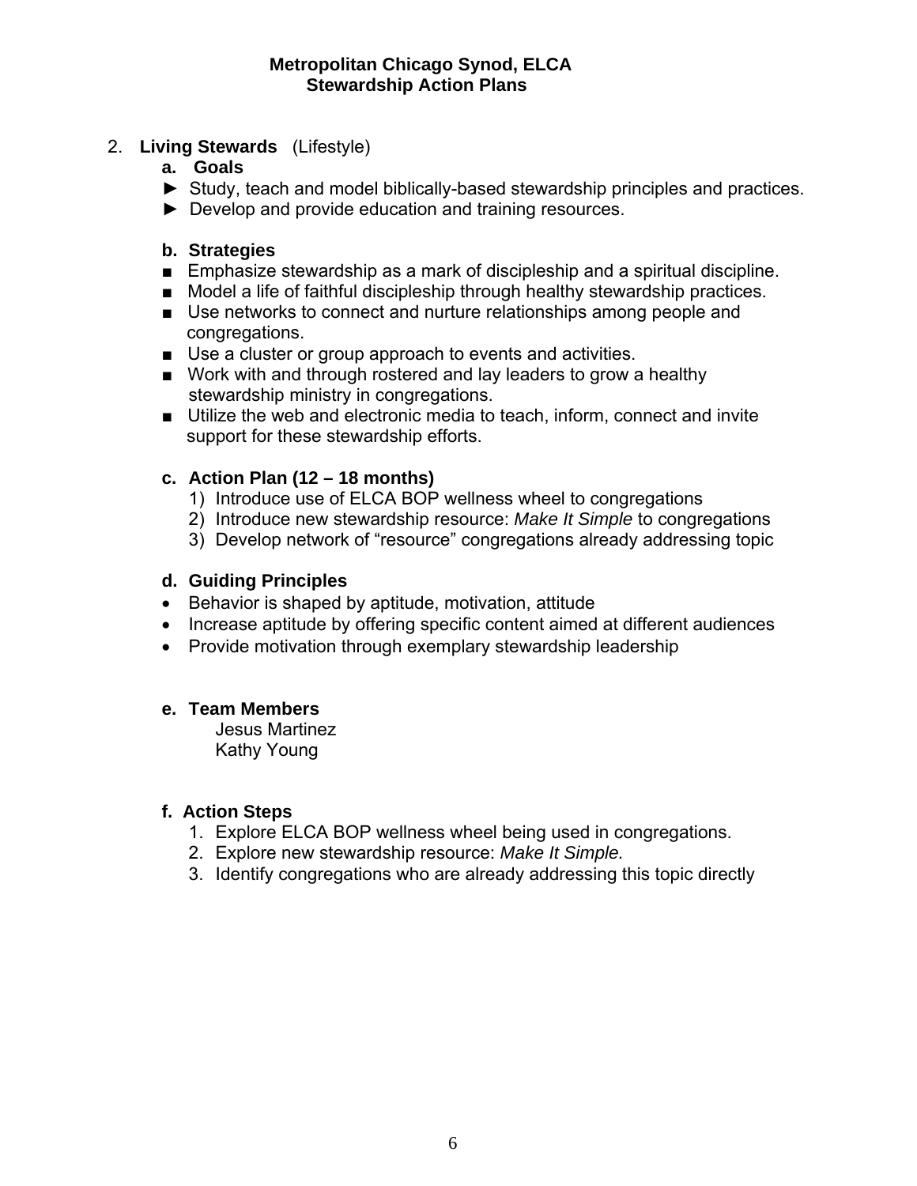**Metropolitan Chicago Synod, ELCA**
**Stewardship Action Plans**

2. **Living Stewards** (Lifestyle)

**a. Goals**

- ► Study, teach and model biblically-based stewardship principles and practices.
- ► Develop and provide education and training resources.

**b. Strategies**

- ■ Emphasize stewardship as a mark of discipleship and a spiritual discipline.
- ■ Model a life of faithful discipleship through healthy stewardship practices.
- ■ Use networks to connect and nurture relationships among people and congregations.
- ■ Use a cluster or group approach to events and activities.
- ■ Work with and through rostered and lay leaders to grow a healthy stewardship ministry in congregations.
- ■ Utilize the web and electronic media to teach, inform, connect and invite support for these stewardship efforts.

**c. Action Plan (12 – 18 months)**

1) Introduce use of ELCA BOP wellness wheel to congregations
2) Introduce new stewardship resource: *Make It Simple* to congregations
3) Develop network of "resource" congregations already addressing topic

**d. Guiding Principles**

- Behavior is shaped by aptitude, motivation, attitude
- Increase aptitude by offering specific content aimed at different audiences
- Provide motivation through exemplary stewardship leadership

**e. Team Members**

Jesus Martinez
Kathy Young

**f. Action Steps**

1. Explore ELCA BOP wellness wheel being used in congregations.
2. Explore new stewardship resource: *Make It Simple.*
3. Identify congregations who are already addressing this topic directly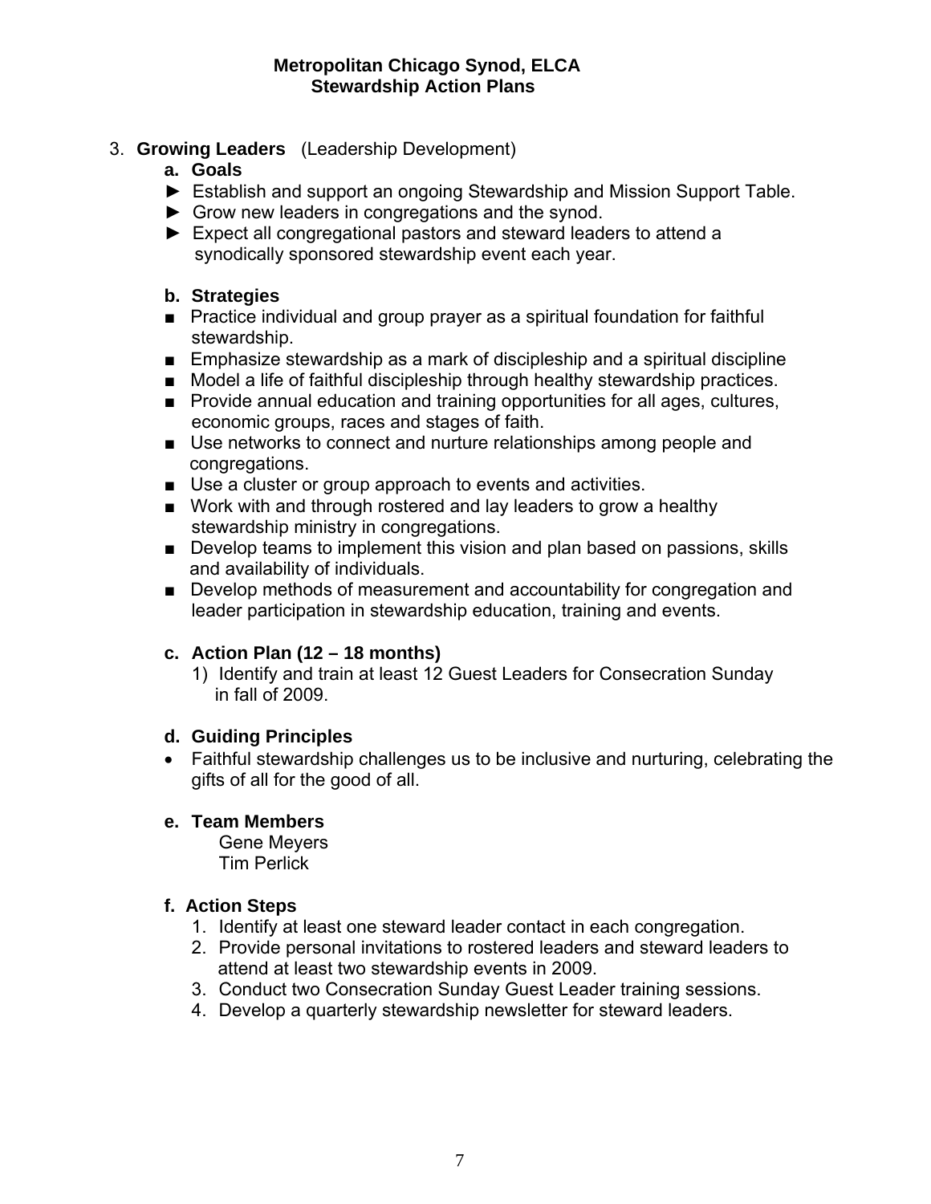**Metropolitan Chicago Synod, ELCA**
**Stewardship Action Plans**

3. **Growing Leaders** (Leadership Development)

**a. Goals**

► Establish and support an ongoing Stewardship and Mission Support Table.
► Grow new leaders in congregations and the synod.
► Expect all congregational pastors and steward leaders to attend a synodically sponsored stewardship event each year.

**b. Strategies**

■ Practice individual and group prayer as a spiritual foundation for faithful stewardship.
■ Emphasize stewardship as a mark of discipleship and a spiritual discipline
■ Model a life of faithful discipleship through healthy stewardship practices.
■ Provide annual education and training opportunities for all ages, cultures, economic groups, races and stages of faith.
■ Use networks to connect and nurture relationships among people and congregations.
■ Use a cluster or group approach to events and activities.
■ Work with and through rostered and lay leaders to grow a healthy stewardship ministry in congregations.
■ Develop teams to implement this vision and plan based on passions, skills and availability of individuals.
■ Develop methods of measurement and accountability for congregation and leader participation in stewardship education, training and events.

**c. Action Plan (12 – 18 months)**

1) Identify and train at least 12 Guest Leaders for Consecration Sunday in fall of 2009.

**d. Guiding Principles**

- Faithful stewardship challenges us to be inclusive and nurturing, celebrating the gifts of all for the good of all.

**e. Team Members**

Gene Meyers
Tim Perlick

**f. Action Steps**

1. Identify at least one steward leader contact in each congregation.
2. Provide personal invitations to rostered leaders and steward leaders to attend at least two stewardship events in 2009.
3. Conduct two Consecration Sunday Guest Leader training sessions.
4. Develop a quarterly stewardship newsletter for steward leaders.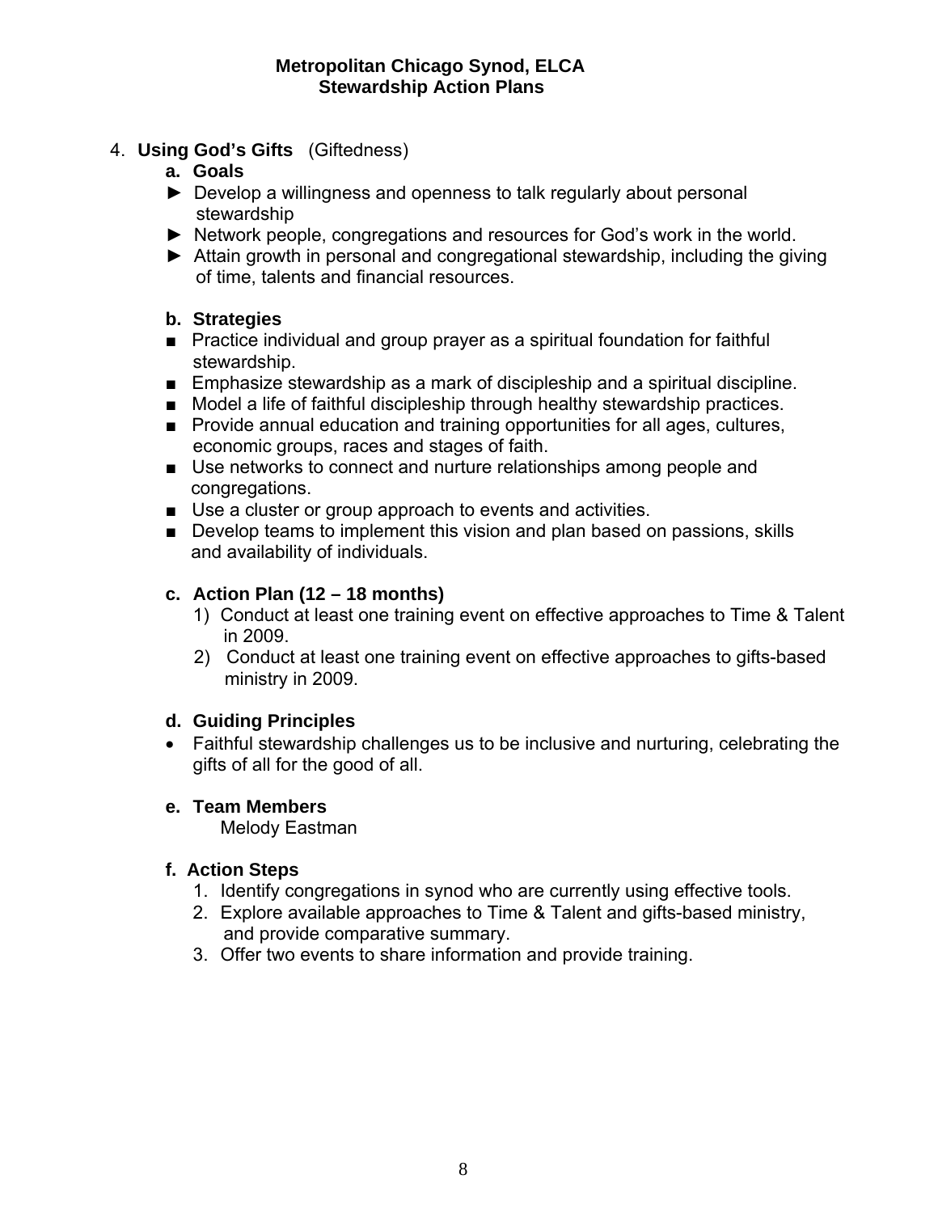**Metropolitan Chicago Synod, ELCA**
**Stewardship Action Plans**

4. **Using God's Gifts** (Giftedness)

   **a. Goals**

   ► Develop a willingness and openness to talk regularly about personal stewardship

   ► Network people, congregations and resources for God's work in the world.

   ► Attain growth in personal and congregational stewardship, including the giving of time, talents and financial resources.

   **b. Strategies**

   ■ Practice individual and group prayer as a spiritual foundation for faithful stewardship.

   ■ Emphasize stewardship as a mark of discipleship and a spiritual discipline.

   ■ Model a life of faithful discipleship through healthy stewardship practices.

   ■ Provide annual education and training opportunities for all ages, cultures, economic groups, races and stages of faith.

   ■ Use networks to connect and nurture relationships among people and congregations.

   ■ Use a cluster or group approach to events and activities.

   ■ Develop teams to implement this vision and plan based on passions, skills and availability of individuals.

   **c. Action Plan (12 – 18 months)**

   1) Conduct at least one training event on effective approaches to Time & Talent in 2009.
   2) Conduct at least one training event on effective approaches to gifts-based ministry in 2009.

   **d. Guiding Principles**

   - Faithful stewardship challenges us to be inclusive and nurturing, celebrating the gifts of all for the good of all.

   **e. Team Members**

   Melody Eastman

   **f. Action Steps**

   1. Identify congregations in synod who are currently using effective tools.
   2. Explore available approaches to Time & Talent and gifts-based ministry, and provide comparative summary.
   3. Offer two events to share information and provide training.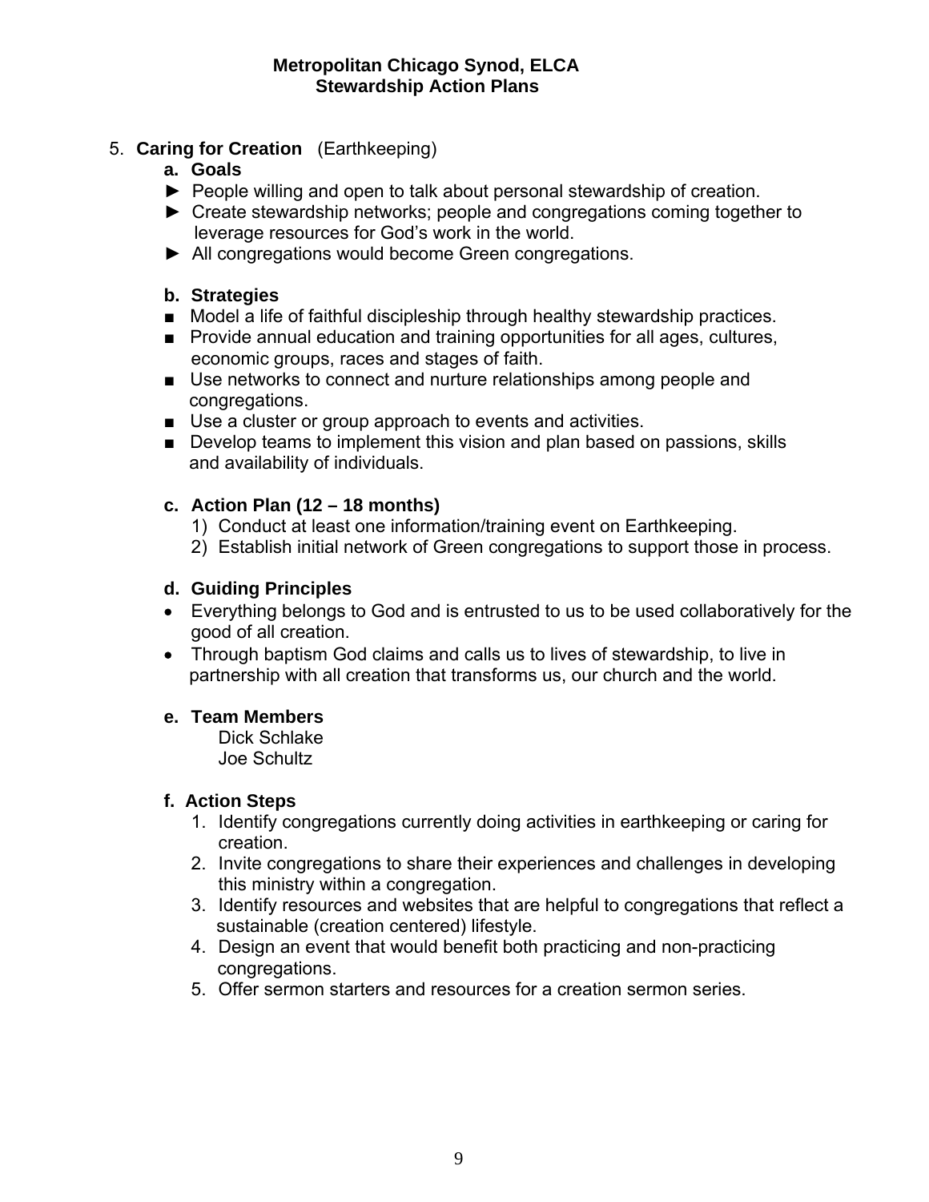# Metropolitan Chicago Synod, ELCA
## Stewardship Action Plans

5. **Caring for Creation** (Earthkeeping)

**a. Goals**

► People willing and open to talk about personal stewardship of creation.
► Create stewardship networks; people and congregations coming together to leverage resources for God's work in the world.
► All congregations would become Green congregations.

**b. Strategies**

■ Model a life of faithful discipleship through healthy stewardship practices.
■ Provide annual education and training opportunities for all ages, cultures, economic groups, races and stages of faith.
■ Use networks to connect and nurture relationships among people and congregations.
■ Use a cluster or group approach to events and activities.
■ Develop teams to implement this vision and plan based on passions, skills and availability of individuals.

**c. Action Plan (12 – 18 months)**

1) Conduct at least one information/training event on Earthkeeping.
2) Establish initial network of Green congregations to support those in process.

**d. Guiding Principles**

- Everything belongs to God and is entrusted to us to be used collaboratively for the good of all creation.
- Through baptism God claims and calls us to lives of stewardship, to live in partnership with all creation that transforms us, our church and the world.

**e. Team Members**

Dick Schlake
Joe Schultz

**f. Action Steps**

1. Identify congregations currently doing activities in earthkeeping or caring for creation.
2. Invite congregations to share their experiences and challenges in developing this ministry within a congregation.
3. Identify resources and websites that are helpful to congregations that reflect a sustainable (creation centered) lifestyle.
4. Design an event that would benefit both practicing and non-practicing congregations.
5. Offer sermon starters and resources for a creation sermon series.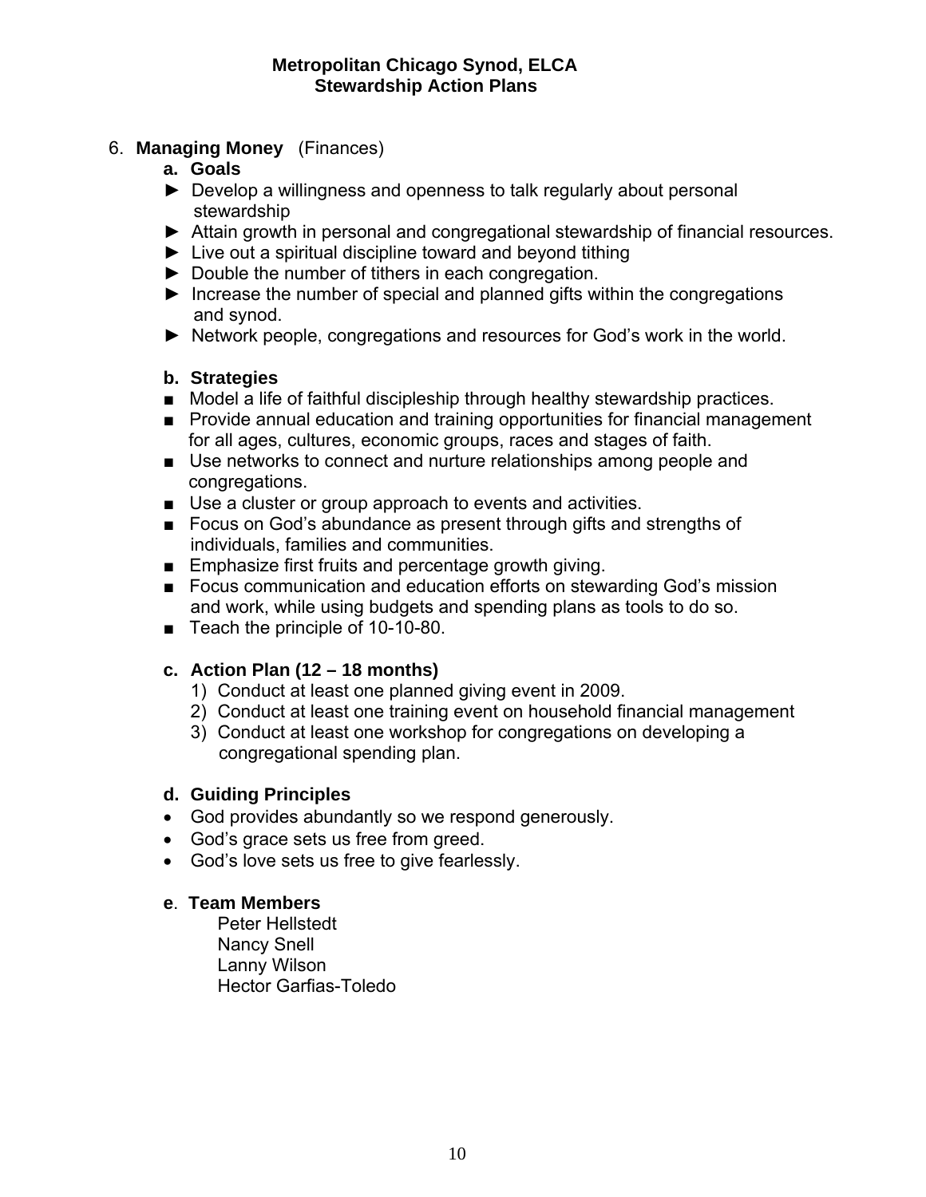**Metropolitan Chicago Synod, ELCA**
**Stewardship Action Plans**

6. **Managing Money** (Finances)

**a. Goals**

- ► Develop a willingness and openness to talk regularly about personal stewardship
- ► Attain growth in personal and congregational stewardship of financial resources.
- ► Live out a spiritual discipline toward and beyond tithing
- ► Double the number of tithers in each congregation.
- ► Increase the number of special and planned gifts within the congregations and synod.
- ► Network people, congregations and resources for God's work in the world.

**b. Strategies**

- ■ Model a life of faithful discipleship through healthy stewardship practices.
- ■ Provide annual education and training opportunities for financial management for all ages, cultures, economic groups, races and stages of faith.
- ■ Use networks to connect and nurture relationships among people and congregations.
- ■ Use a cluster or group approach to events and activities.
- ■ Focus on God's abundance as present through gifts and strengths of individuals, families and communities.
- ■ Emphasize first fruits and percentage growth giving.
- ■ Focus communication and education efforts on stewarding God's mission and work, while using budgets and spending plans as tools to do so.
- ■ Teach the principle of 10-10-80.

**c. Action Plan (12 – 18 months)**

1) Conduct at least one planned giving event in 2009.
2) Conduct at least one training event on household financial management
3) Conduct at least one workshop for congregations on developing a congregational spending plan.

**d. Guiding Principles**

- God provides abundantly so we respond generously.
- God's grace sets us free from greed.
- God's love sets us free to give fearlessly.

**e. Team Members**

Peter Hellstedt
Nancy Snell
Lanny Wilson
Hector Garfias-Toledo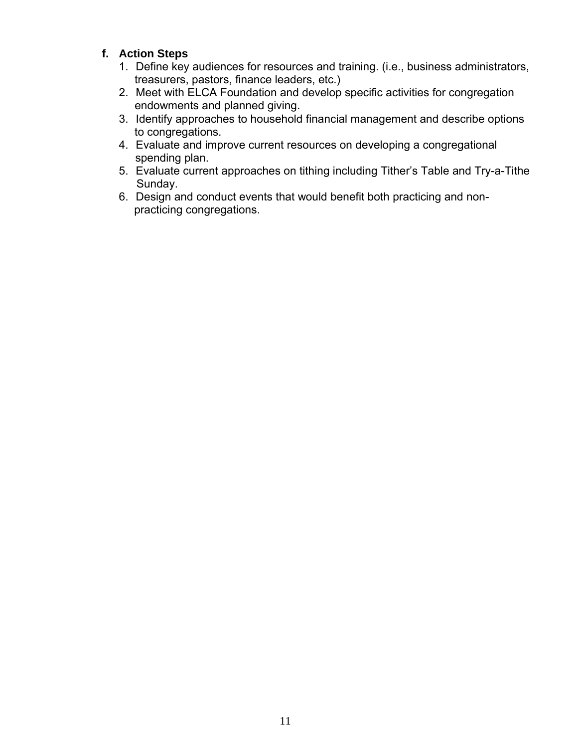**f. Action Steps**

1. Define key audiences for resources and training. (i.e., business administrators, treasurers, pastors, finance leaders, etc.)
2. Meet with ELCA Foundation and develop specific activities for congregation endowments and planned giving.
3. Identify approaches to household financial management and describe options to congregations.
4. Evaluate and improve current resources on developing a congregational spending plan.
5. Evaluate current approaches on tithing including Tither's Table and Try-a-Tithe Sunday.
6. Design and conduct events that would benefit both practicing and non-practicing congregations.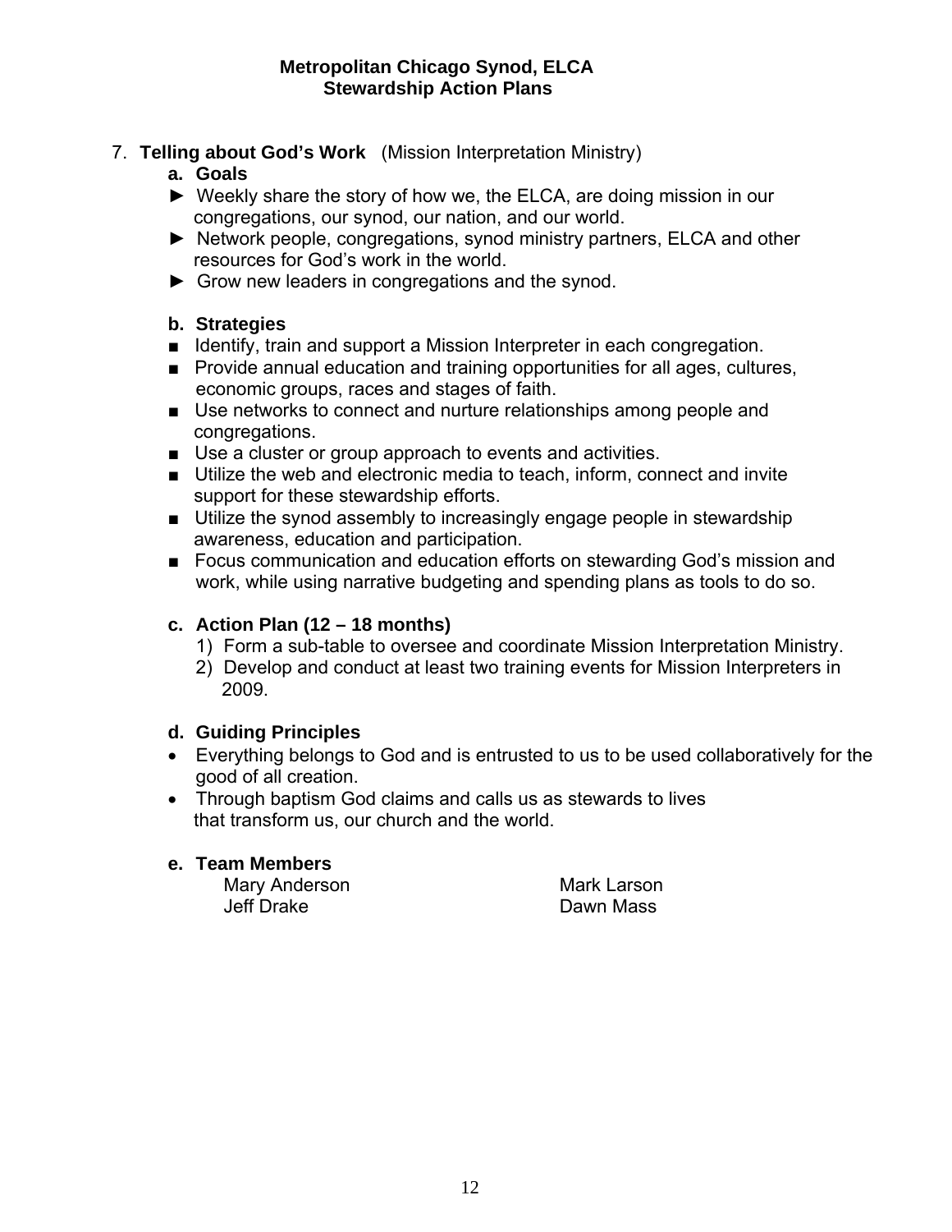**Metropolitan Chicago Synod, ELCA**
**Stewardship Action Plans**

7. **Telling about God's Work** (Mission Interpretation Ministry)

   **a. Goals**

   ► Weekly share the story of how we, the ELCA, are doing mission in our congregations, our synod, our nation, and our world.

   ► Network people, congregations, synod ministry partners, ELCA and other resources for God's work in the world.

   ► Grow new leaders in congregations and the synod.

   **b. Strategies**

   ■ Identify, train and support a Mission Interpreter in each congregation.

   ■ Provide annual education and training opportunities for all ages, cultures, economic groups, races and stages of faith.

   ■ Use networks to connect and nurture relationships among people and congregations.

   ■ Use a cluster or group approach to events and activities.

   ■ Utilize the web and electronic media to teach, inform, connect and invite support for these stewardship efforts.

   ■ Utilize the synod assembly to increasingly engage people in stewardship awareness, education and participation.

   ■ Focus communication and education efforts on stewarding God's mission and work, while using narrative budgeting and spending plans as tools to do so.

   **c. Action Plan (12 – 18 months)**

   1) Form a sub-table to oversee and coordinate Mission Interpretation Ministry.
   2) Develop and conduct at least two training events for Mission Interpreters in 2009.

   **d. Guiding Principles**

   - Everything belongs to God and is entrusted to us to be used collaboratively for the good of all creation.
   - Through baptism God claims and calls us as stewards to lives that transform us, our church and the world.

   **e. Team Members**

   Mary Anderson
   Jeff Drake
   Mark Larson
   Dawn Mass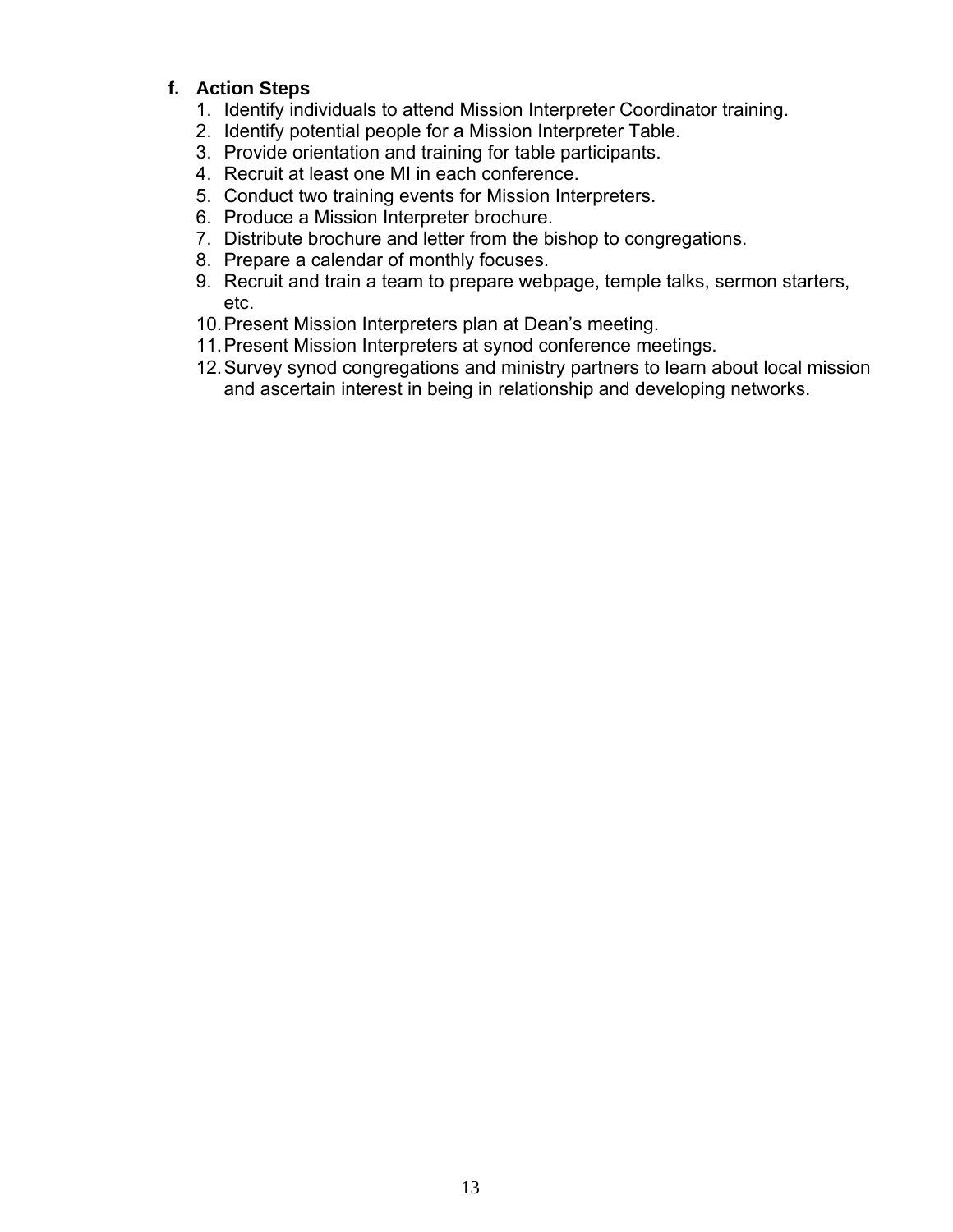**f. Action Steps**

1. Identify individuals to attend Mission Interpreter Coordinator training.
2. Identify potential people for a Mission Interpreter Table.
3. Provide orientation and training for table participants.
4. Recruit at least one MI in each conference.
5. Conduct two training events for Mission Interpreters.
6. Produce a Mission Interpreter brochure.
7. Distribute brochure and letter from the bishop to congregations.
8. Prepare a calendar of monthly focuses.
9. Recruit and train a team to prepare webpage, temple talks, sermon starters, etc.
10. Present Mission Interpreters plan at Dean's meeting.
11. Present Mission Interpreters at synod conference meetings.
12. Survey synod congregations and ministry partners to learn about local mission and ascertain interest in being in relationship and developing networks.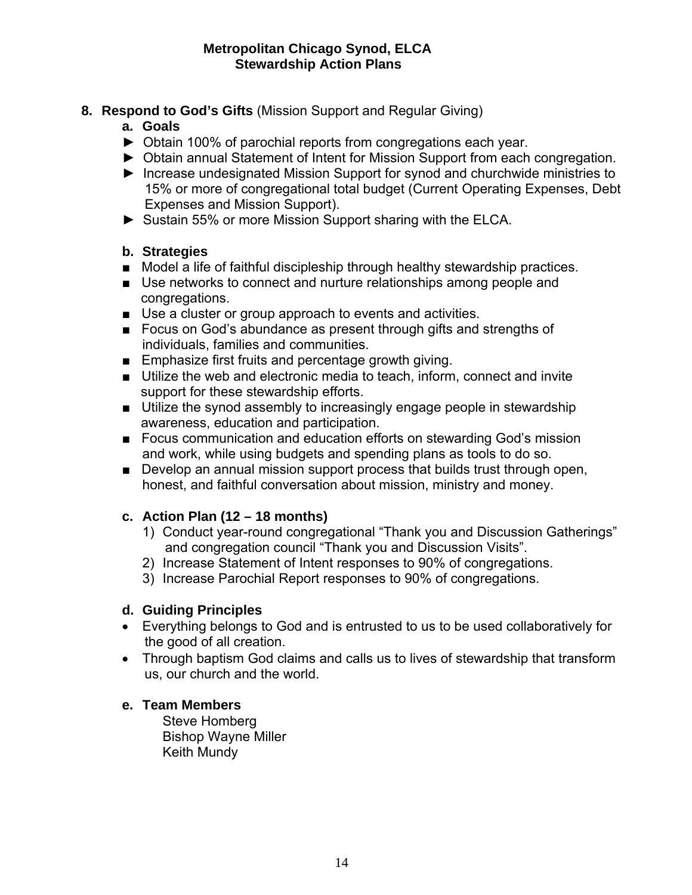**Metropolitan Chicago Synod, ELCA**
**Stewardship Action Plans**

## 8. Respond to God's Gifts (Mission Support and Regular Giving)

### a. Goals

- ► Obtain 100% of parochial reports from congregations each year.
- ► Obtain annual Statement of Intent for Mission Support from each congregation.
- ► Increase undesignated Mission Support for synod and churchwide ministries to 15% or more of congregational total budget (Current Operating Expenses, Debt Expenses and Mission Support).
- ► Sustain 55% or more Mission Support sharing with the ELCA.

### b. Strategies

- ■ Model a life of faithful discipleship through healthy stewardship practices.
- ■ Use networks to connect and nurture relationships among people and congregations.
- ■ Use a cluster or group approach to events and activities.
- ■ Focus on God's abundance as present through gifts and strengths of individuals, families and communities.
- ■ Emphasize first fruits and percentage growth giving.
- ■ Utilize the web and electronic media to teach, inform, connect and invite support for these stewardship efforts.
- ■ Utilize the synod assembly to increasingly engage people in stewardship awareness, education and participation.
- ■ Focus communication and education efforts on stewarding God's mission and work, while using budgets and spending plans as tools to do so.
- ■ Develop an annual mission support process that builds trust through open, honest, and faithful conversation about mission, ministry and money.

### c. Action Plan (12 – 18 months)

1) Conduct year-round congregational "Thank you and Discussion Gatherings" and congregation council "Thank you and Discussion Visits".
2) Increase Statement of Intent responses to 90% of congregations.
3) Increase Parochial Report responses to 90% of congregations.

### d. Guiding Principles

- Everything belongs to God and is entrusted to us to be used collaboratively for the good of all creation.
- Through baptism God claims and calls us to lives of stewardship that transform us, our church and the world.

### e. Team Members

Steve Homberg
Bishop Wayne Miller
Keith Mundy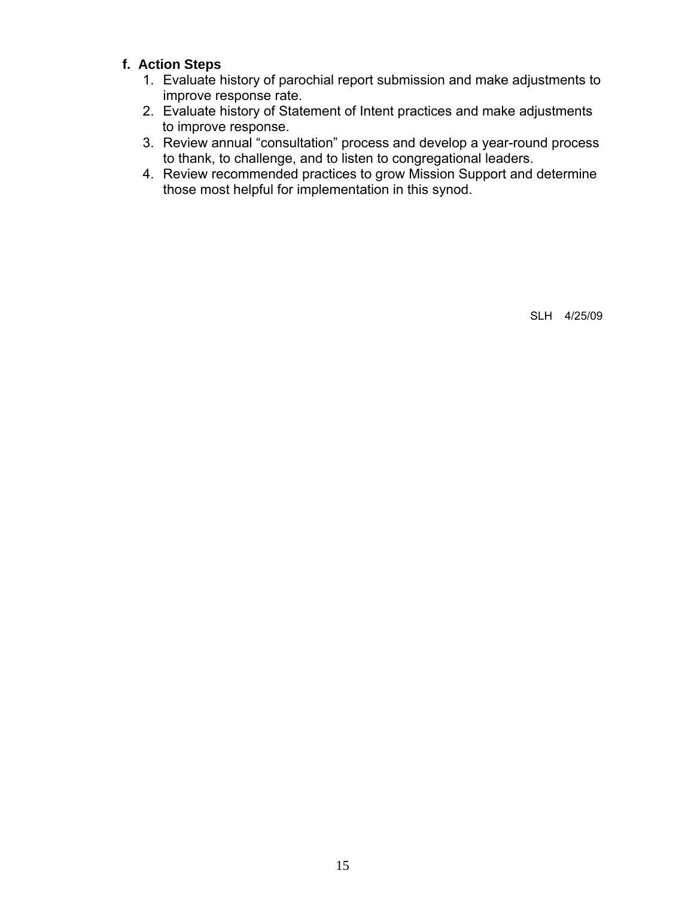**f. Action Steps**

1. Evaluate history of parochial report submission and make adjustments to improve response rate.
2. Evaluate history of Statement of Intent practices and make adjustments to improve response.
3. Review annual "consultation" process and develop a year-round process to thank, to challenge, and to listen to congregational leaders.
4. Review recommended practices to grow Mission Support and determine those most helpful for implementation in this synod.

SLH 4/25/09